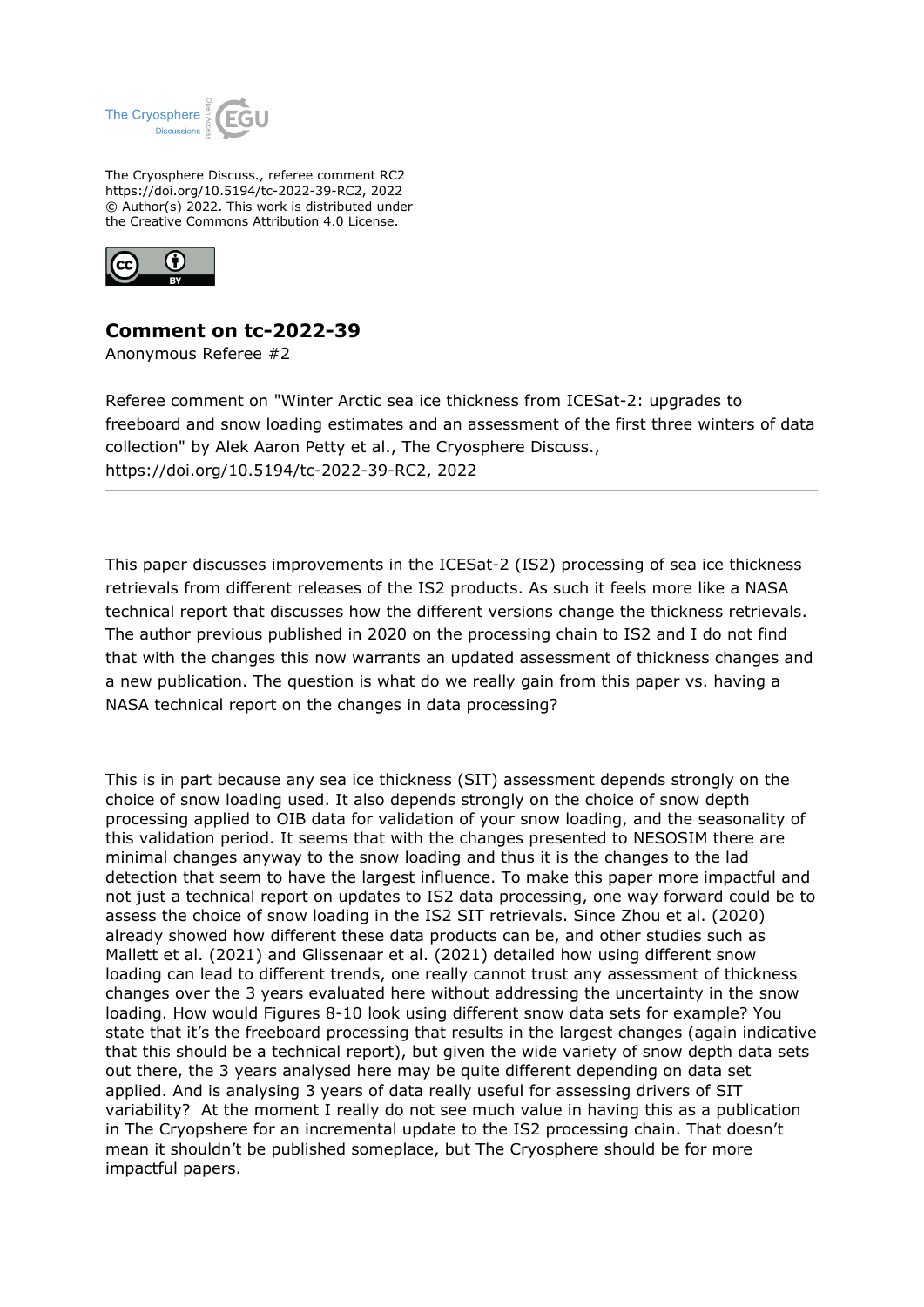The Cryosphere Discuss., referee comment RC2
https://doi.org/10.5194/tc-2022-39-RC2, 2022
© Author(s) 2022. This work is distributed under
the Creative Commons Attribution 4.0 License.

## Comment on tc-2022-39

Anonymous Referee #2

---

Referee comment on "Winter Arctic sea ice thickness from ICESat-2: upgrades to freeboard and snow loading estimates and an assessment of the first three winters of data collection" by Alek Aaron Petty et al., The Cryosphere Discuss., https://doi.org/10.5194/tc-2022-39-RC2, 2022

---

This paper discusses improvements in the ICESat-2 (IS2) processing of sea ice thickness retrievals from different releases of the IS2 products. As such it feels more like a NASA technical report that discusses how the different versions change the thickness retrievals. The author previous published in 2020 on the processing chain to IS2 and I do not find that with the changes this now warrants an updated assessment of thickness changes and a new publication. The question is what do we really gain from this paper vs. having a NASA technical report on the changes in data processing?

This is in part because any sea ice thickness (SIT) assessment depends strongly on the choice of snow loading used. It also depends strongly on the choice of snow depth processing applied to OIB data for validation of your snow loading, and the seasonality of this validation period. It seems that with the changes presented to NESOSIM there are minimal changes anyway to the snow loading and thus it is the changes to the lad detection that seem to have the largest influence. To make this paper more impactful and not just a technical report on updates to IS2 data processing, one way forward could be to assess the choice of snow loading in the IS2 SIT retrievals. Since Zhou et al. (2020) already showed how different these data products can be, and other studies such as Mallett et al. (2021) and Glissenaar et al. (2021) detailed how using different snow loading can lead to different trends, one really cannot trust any assessment of thickness changes over the 3 years evaluated here without addressing the uncertainty in the snow loading. How would Figures 8-10 look using different snow data sets for example? You state that it's the freeboard processing that results in the largest changes (again indicative that this should be a technical report), but given the wide variety of snow depth data sets out there, the 3 years analysed here may be quite different depending on data set applied. And is analysing 3 years of data really useful for assessing drivers of SIT variability? At the moment I really do not see much value in having this as a publication in The Cryosphere for an incremental update to the IS2 processing chain. That doesn't mean it shouldn't be published someplace, but The Cryosphere should be for more impactful papers.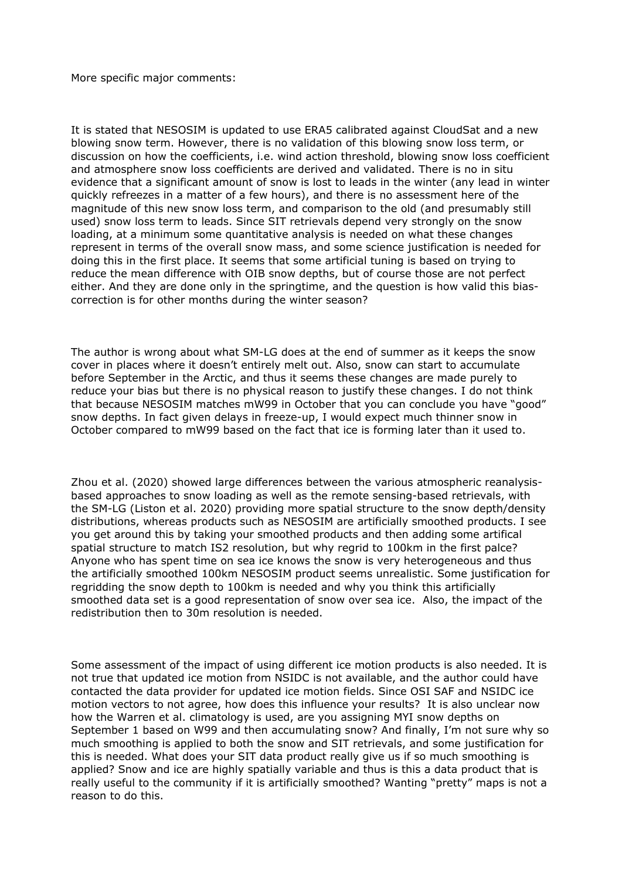More specific major comments:

It is stated that NESOSIM is updated to use ERA5 calibrated against CloudSat and a new blowing snow term. However, there is no validation of this blowing snow loss term, or discussion on how the coefficients, i.e. wind action threshold, blowing snow loss coefficient and atmosphere snow loss coefficients are derived and validated. There is no in situ evidence that a significant amount of snow is lost to leads in the winter (any lead in winter quickly refreezes in a matter of a few hours), and there is no assessment here of the magnitude of this new snow loss term, and comparison to the old (and presumably still used) snow loss term to leads. Since SIT retrievals depend very strongly on the snow loading, at a minimum some quantitative analysis is needed on what these changes represent in terms of the overall snow mass, and some science justification is needed for doing this in the first place. It seems that some artificial tuning is based on trying to reduce the mean difference with OIB snow depths, but of course those are not perfect either. And they are done only in the springtime, and the question is how valid this bias-correction is for other months during the winter season?

The author is wrong about what SM-LG does at the end of summer as it keeps the snow cover in places where it doesn't entirely melt out. Also, snow can start to accumulate before September in the Arctic, and thus it seems these changes are made purely to reduce your bias but there is no physical reason to justify these changes. I do not think that because NESOSIM matches mW99 in October that you can conclude you have "good" snow depths. In fact given delays in freeze-up, I would expect much thinner snow in October compared to mW99 based on the fact that ice is forming later than it used to.

Zhou et al. (2020) showed large differences between the various atmospheric reanalysis-based approaches to snow loading as well as the remote sensing-based retrievals, with the SM-LG (Liston et al. 2020) providing more spatial structure to the snow depth/density distributions, whereas products such as NESOSIM are artificially smoothed products. I see you get around this by taking your smoothed products and then adding some artifical spatial structure to match IS2 resolution, but why regrid to 100km in the first palce? Anyone who has spent time on sea ice knows the snow is very heterogeneous and thus the artificially smoothed 100km NESOSIM product seems unrealistic. Some justification for regridding the snow depth to 100km is needed and why you think this artificially smoothed data set is a good representation of snow over sea ice. Also, the impact of the redistribution then to 30m resolution is needed.

Some assessment of the impact of using different ice motion products is also needed. It is not true that updated ice motion from NSIDC is not available, and the author could have contacted the data provider for updated ice motion fields. Since OSI SAF and NSIDC ice motion vectors to not agree, how does this influence your results? It is also unclear now how the Warren et al. climatology is used, are you assigning MYI snow depths on September 1 based on W99 and then accumulating snow? And finally, I'm not sure why so much smoothing is applied to both the snow and SIT retrievals, and some justification for this is needed. What does your SIT data product really give us if so much smoothing is applied? Snow and ice are highly spatially variable and thus is this a data product that is really useful to the community if it is artificially smoothed? Wanting "pretty" maps is not a reason to do this.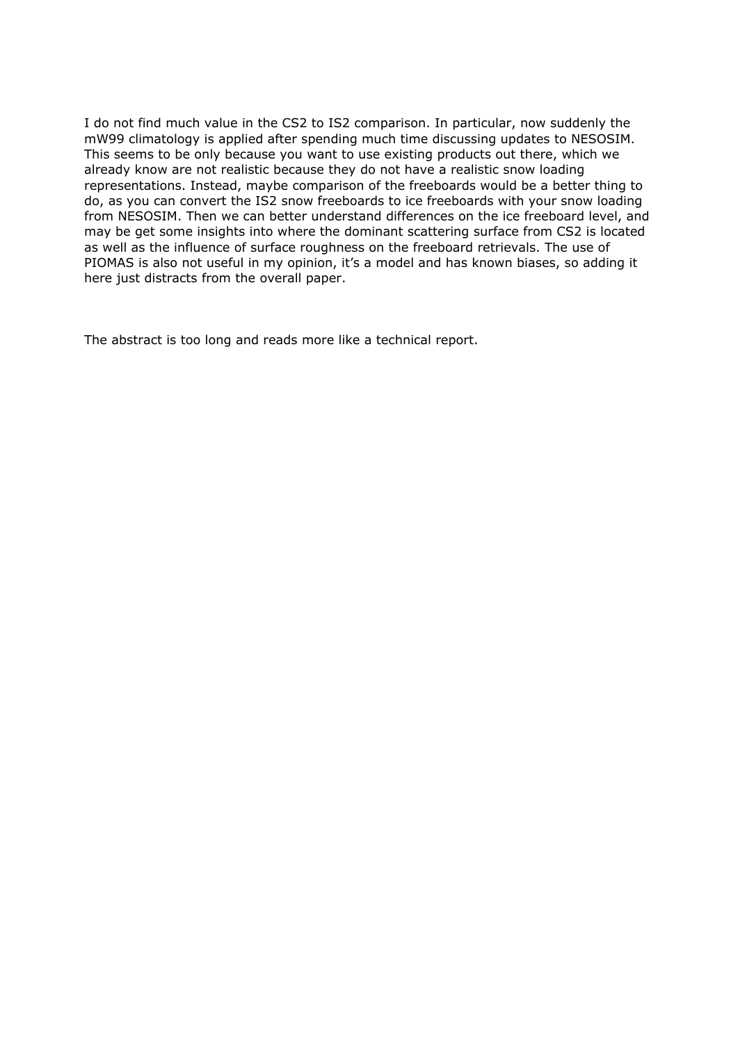I do not find much value in the CS2 to IS2 comparison. In particular, now suddenly the mW99 climatology is applied after spending much time discussing updates to NESOSIM. This seems to be only because you want to use existing products out there, which we already know are not realistic because they do not have a realistic snow loading representations. Instead, maybe comparison of the freeboards would be a better thing to do, as you can convert the IS2 snow freeboards to ice freeboards with your snow loading from NESOSIM. Then we can better understand differences on the ice freeboard level, and may be get some insights into where the dominant scattering surface from CS2 is located as well as the influence of surface roughness on the freeboard retrievals. The use of PIOMAS is also not useful in my opinion, it's a model and has known biases, so adding it here just distracts from the overall paper.

The abstract is too long and reads more like a technical report.